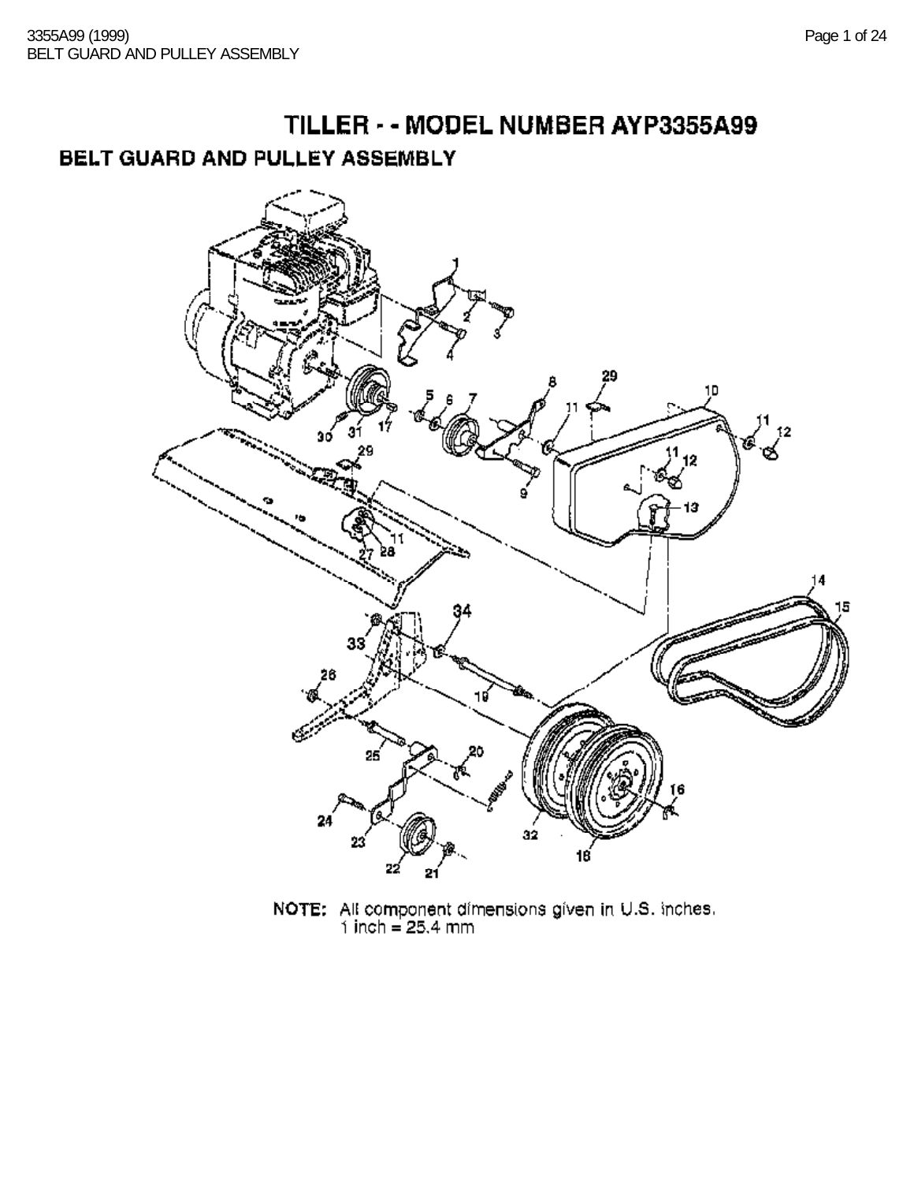# TILLER - - MODEL NUMBER AYP3355A99

## BELT GUARD AND PULLEY ASSEMBLY

NOTE: All component dimensions given in U.S. inches.
1 inch = 25.4 mm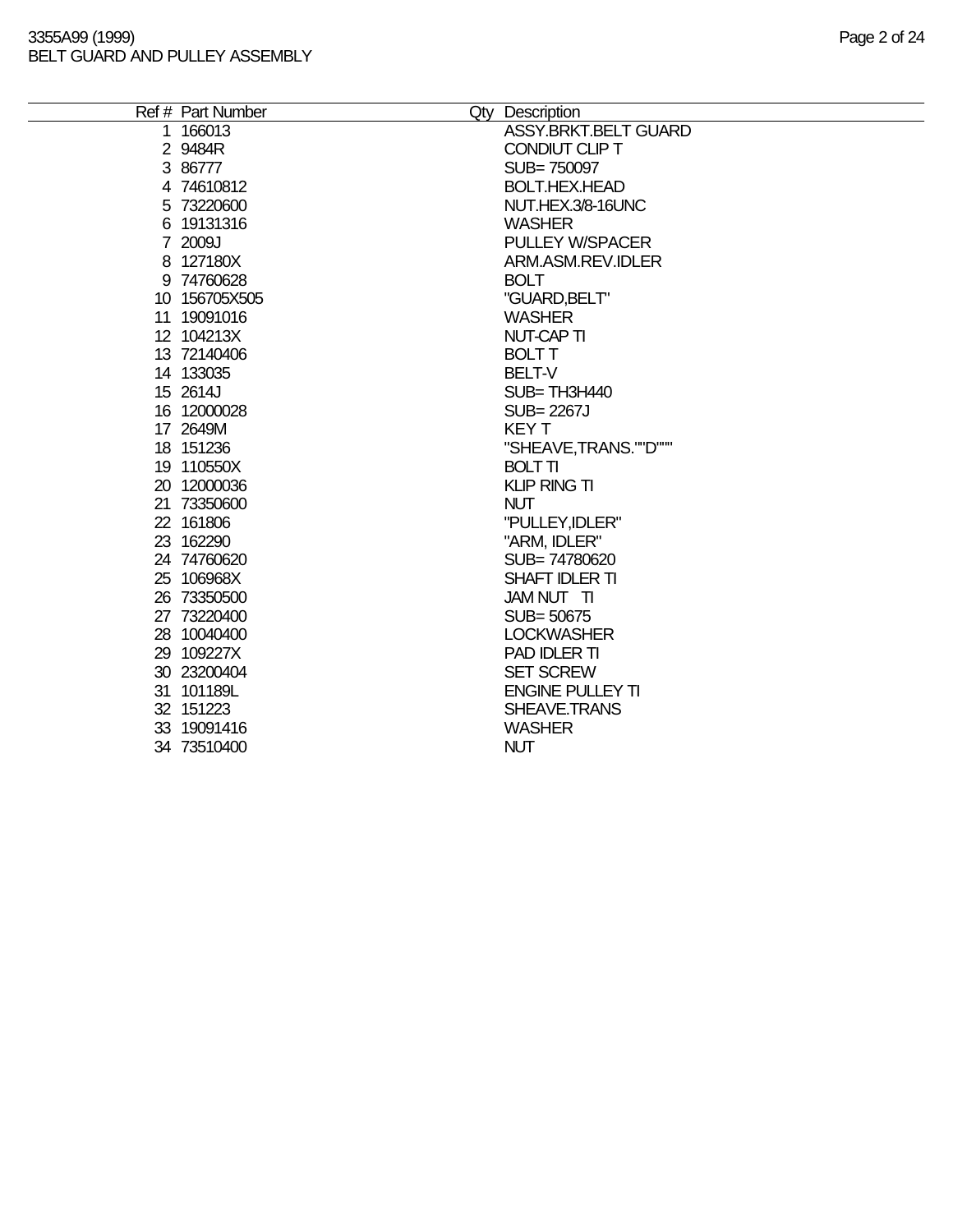| Ref # | Part Number | Qty | Description |
|---|---|---|---|
| 1 | 166013 | | ASSY.BRKT.BELT GUARD |
| 2 | 9484R | | CONDIUT CLIP T |
| 3 | 86777 | | SUB= 750097 |
| 4 | 74610812 | | BOLT.HEX.HEAD |
| 5 | 73220600 | | NUT.HEX.3/8-16UNC |
| 6 | 19131316 | | WASHER |
| 7 | 2009J | | PULLEY W/SPACER |
| 8 | 127180X | | ARM.ASM.REV.IDLER |
| 9 | 74760628 | | BOLT |
| 10 | 156705X505 | | "GUARD,BELT" |
| 11 | 19091016 | | WASHER |
| 12 | 104213X | | NUT-CAP TI |
| 13 | 72140406 | | BOLT T |
| 14 | 133035 | | BELT-V |
| 15 | 2614J | | SUB= TH3H440 |
| 16 | 12000028 | | SUB= 2267J |
| 17 | 2649M | | KEY T |
| 18 | 151236 | | "SHEAVE,TRANS.""D""" |
| 19 | 110550X | | BOLT TI |
| 20 | 12000036 | | KLIP RING TI |
| 21 | 73350600 | | NUT |
| 22 | 161806 | | "PULLEY,IDLER" |
| 23 | 162290 | | "ARM, IDLER" |
| 24 | 74760620 | | SUB= 74780620 |
| 25 | 106968X | | SHAFT IDLER TI |
| 26 | 73350500 | | JAM NUT TI |
| 27 | 73220400 | | SUB= 50675 |
| 28 | 10040400 | | LOCKWASHER |
| 29 | 109227X | | PAD IDLER TI |
| 30 | 23200404 | | SET SCREW |
| 31 | 101189L | | ENGINE PULLEY TI |
| 32 | 151223 | | SHEAVE.TRANS |
| 33 | 19091416 | | WASHER |
| 34 | 73510400 | | NUT |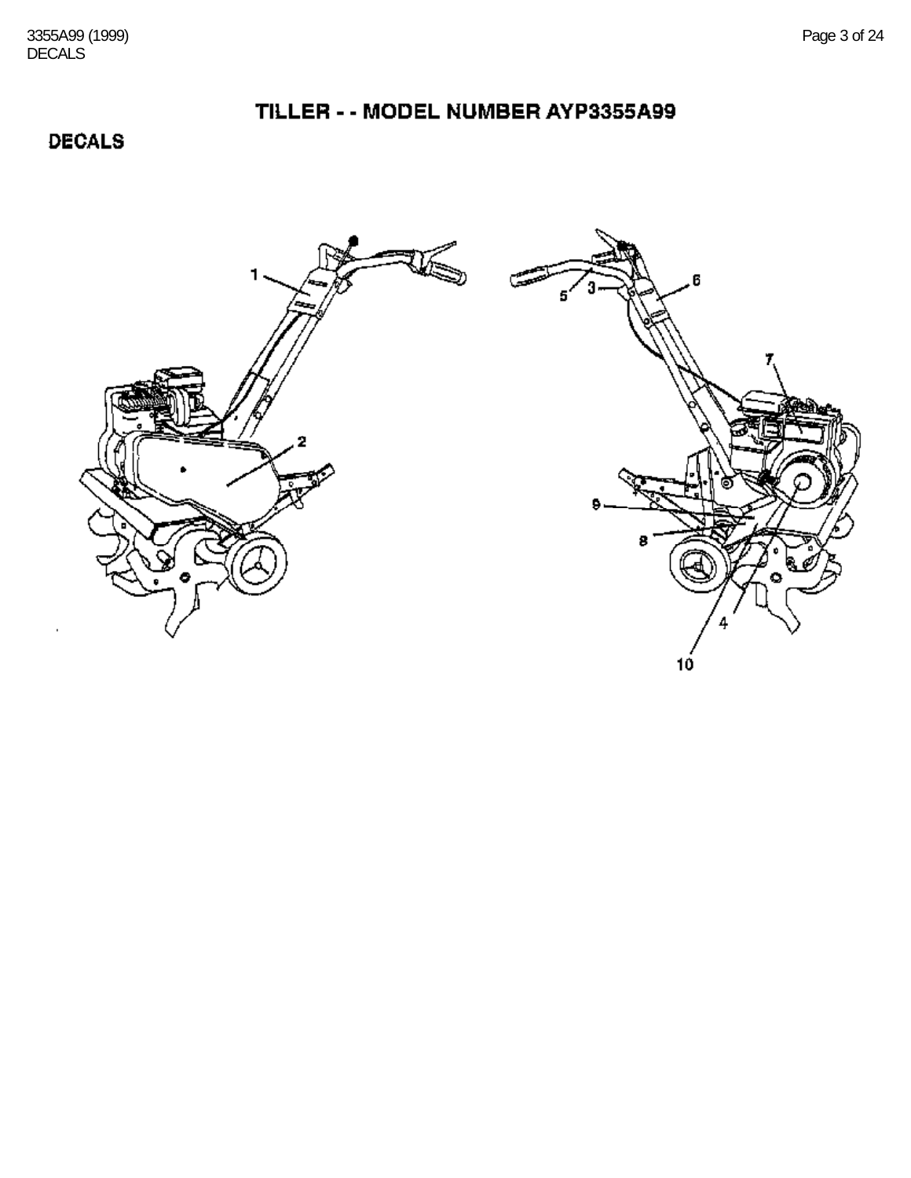# TILLER - - MODEL NUMBER AYP3355A99

## DECALS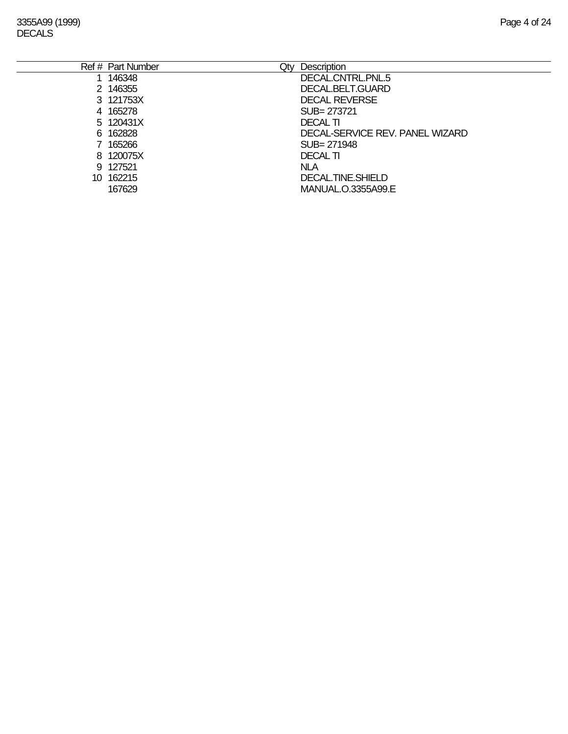| Ref # | Part Number | Qty | Description |
|---|---|---|---|
| 1 | 146348 | | DECAL.CNTRL.PNL.5 |
| 2 | 146355 | | DECAL.BELT.GUARD |
| 3 | 121753X | | DECAL REVERSE |
| 4 | 165278 | | SUB= 273721 |
| 5 | 120431X | | DECAL TI |
| 6 | 162828 | | DECAL-SERVICE REV. PANEL WIZARD |
| 7 | 165266 | | SUB= 271948 |
| 8 | 120075X | | DECAL TI |
| 9 | 127521 | | NLA |
| 10 | 162215 | | DECAL.TINE.SHIELD |
| | 167629 | | MANUAL.O.3355A99.E |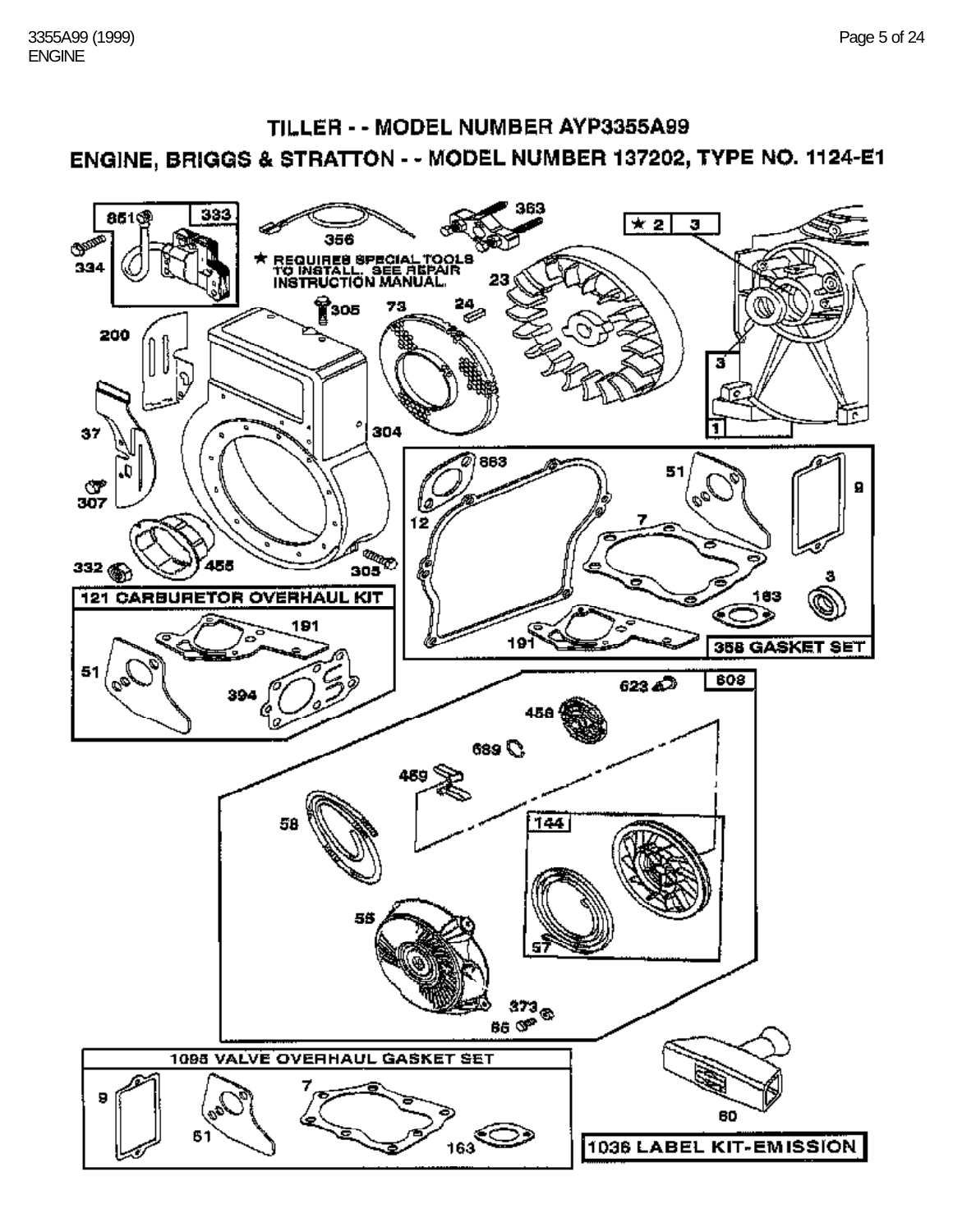# TILLER - - MODEL NUMBER AYP3355A99

## ENGINE, BRIGGS & STRATTON - - MODEL NUMBER 137202, TYPE NO. 1124-E1

★ REQUIRES SPECIAL TOOLS TO INSTALL. SEE REPAIR INSTRUCTION MANUAL.

333, 851, 334, 356, 363, ★ 2, 3, 23, 24, 305, 73, 200, 304, 1, 37, 307, 332, 455, 305

121 CARBURETOR OVERHAUL KIT

191, 51, 394

863, 51, 9, 12, 7, 3, 163, 191

358 GASKET SET

608, 623, 456, 689, 459, 58, 144, 55, 57, 373, 65

1095 VALVE OVERHAUL GASKET SET

9, 51, 7, 163

60

1036 LABEL KIT-EMISSION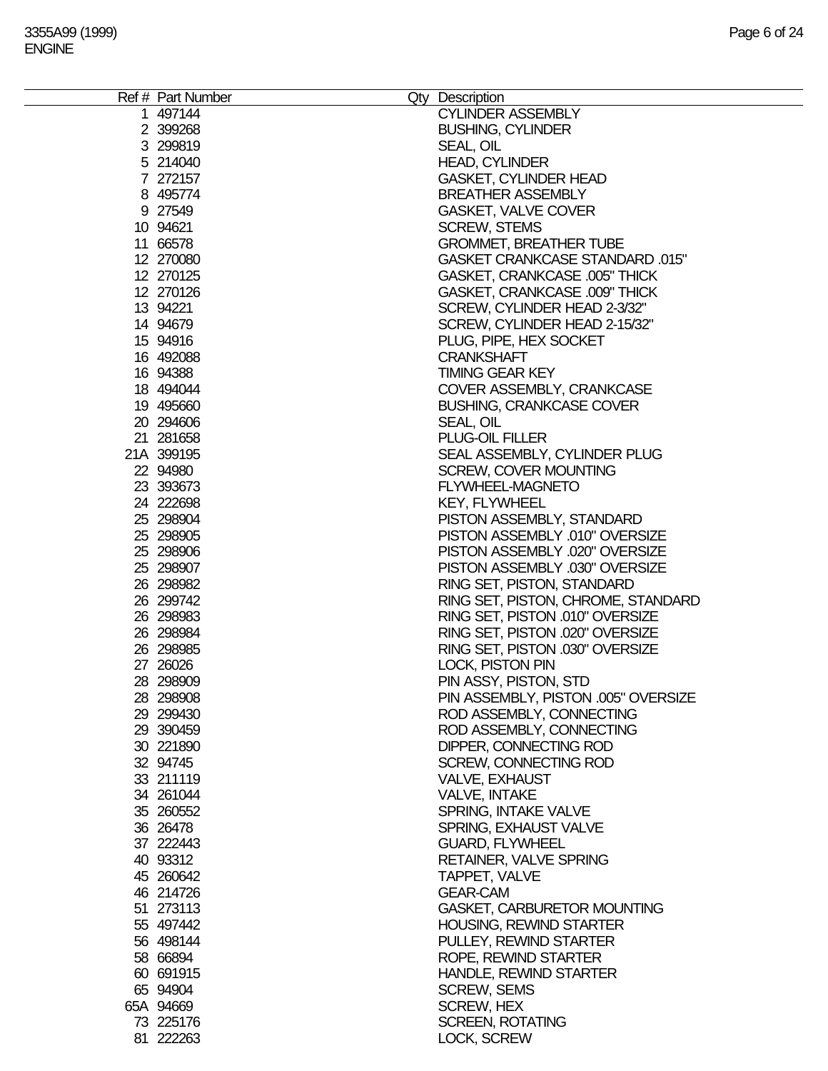| Ref # | Part Number | Qty | Description |
|---|---|---|---|
| 1 | 497144 | | CYLINDER ASSEMBLY |
| 2 | 399268 | | BUSHING, CYLINDER |
| 3 | 299819 | | SEAL, OIL |
| 5 | 214040 | | HEAD, CYLINDER |
| 7 | 272157 | | GASKET, CYLINDER HEAD |
| 8 | 495774 | | BREATHER ASSEMBLY |
| 9 | 27549 | | GASKET, VALVE COVER |
| 10 | 94621 | | SCREW, STEMS |
| 11 | 66578 | | GROMMET, BREATHER TUBE |
| 12 | 270080 | | GASKET CRANKCASE STANDARD .015" |
| 12 | 270125 | | GASKET, CRANKCASE .005" THICK |
| 12 | 270126 | | GASKET, CRANKCASE .009" THICK |
| 13 | 94221 | | SCREW, CYLINDER HEAD 2-3/32" |
| 14 | 94679 | | SCREW, CYLINDER HEAD 2-15/32" |
| 15 | 94916 | | PLUG, PIPE, HEX SOCKET |
| 16 | 492088 | | CRANKSHAFT |
| 16 | 94388 | | TIMING GEAR KEY |
| 18 | 494044 | | COVER ASSEMBLY, CRANKCASE |
| 19 | 495660 | | BUSHING, CRANKCASE COVER |
| 20 | 294606 | | SEAL, OIL |
| 21 | 281658 | | PLUG-OIL FILLER |
| 21A | 399195 | | SEAL ASSEMBLY, CYLINDER PLUG |
| 22 | 94980 | | SCREW, COVER MOUNTING |
| 23 | 393673 | | FLYWHEEL-MAGNETO |
| 24 | 222698 | | KEY, FLYWHEEL |
| 25 | 298904 | | PISTON ASSEMBLY, STANDARD |
| 25 | 298905 | | PISTON ASSEMBLY .010" OVERSIZE |
| 25 | 298906 | | PISTON ASSEMBLY .020" OVERSIZE |
| 25 | 298907 | | PISTON ASSEMBLY .030" OVERSIZE |
| 26 | 298982 | | RING SET, PISTON, STANDARD |
| 26 | 299742 | | RING SET, PISTON, CHROME, STANDARD |
| 26 | 298983 | | RING SET, PISTON .010" OVERSIZE |
| 26 | 298984 | | RING SET, PISTON .020" OVERSIZE |
| 26 | 298985 | | RING SET, PISTON .030" OVERSIZE |
| 27 | 26026 | | LOCK, PISTON PIN |
| 28 | 298909 | | PIN ASSY, PISTON, STD |
| 28 | 298908 | | PIN ASSEMBLY, PISTON .005" OVERSIZE |
| 29 | 299430 | | ROD ASSEMBLY, CONNECTING |
| 29 | 390459 | | ROD ASSEMBLY, CONNECTING |
| 30 | 221890 | | DIPPER, CONNECTING ROD |
| 32 | 94745 | | SCREW, CONNECTING ROD |
| 33 | 211119 | | VALVE, EXHAUST |
| 34 | 261044 | | VALVE, INTAKE |
| 35 | 260552 | | SPRING, INTAKE VALVE |
| 36 | 26478 | | SPRING, EXHAUST VALVE |
| 37 | 222443 | | GUARD, FLYWHEEL |
| 40 | 93312 | | RETAINER, VALVE SPRING |
| 45 | 260642 | | TAPPET, VALVE |
| 46 | 214726 | | GEAR-CAM |
| 51 | 273113 | | GASKET, CARBURETOR MOUNTING |
| 55 | 497442 | | HOUSING, REWIND STARTER |
| 56 | 498144 | | PULLEY, REWIND STARTER |
| 58 | 66894 | | ROPE, REWIND STARTER |
| 60 | 691915 | | HANDLE, REWIND STARTER |
| 65 | 94904 | | SCREW, SEMS |
| 65A | 94669 | | SCREW, HEX |
| 73 | 225176 | | SCREEN, ROTATING |
| 81 | 222263 | | LOCK, SCREW |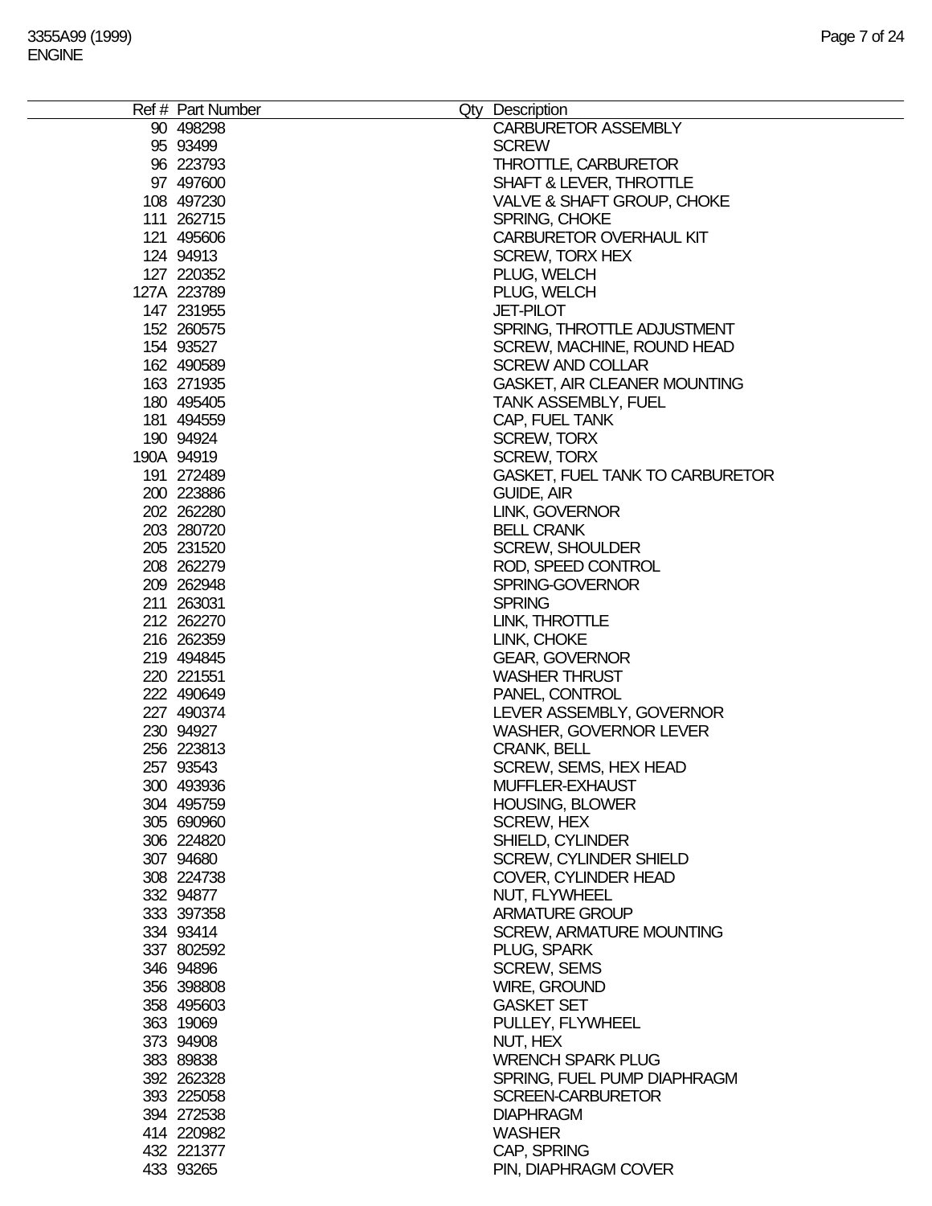| Ref # | Part Number | Qty | Description |
|---|---|---|---|
| 90 | 498298 | | CARBURETOR ASSEMBLY |
| 95 | 93499 | | SCREW |
| 96 | 223793 | | THROTTLE, CARBURETOR |
| 97 | 497600 | | SHAFT & LEVER, THROTTLE |
| 108 | 497230 | | VALVE & SHAFT GROUP, CHOKE |
| 111 | 262715 | | SPRING, CHOKE |
| 121 | 495606 | | CARBURETOR OVERHAUL KIT |
| 124 | 94913 | | SCREW, TORX HEX |
| 127 | 220352 | | PLUG, WELCH |
| 127A | 223789 | | PLUG, WELCH |
| 147 | 231955 | | JET-PILOT |
| 152 | 260575 | | SPRING, THROTTLE ADJUSTMENT |
| 154 | 93527 | | SCREW, MACHINE, ROUND HEAD |
| 162 | 490589 | | SCREW AND COLLAR |
| 163 | 271935 | | GASKET, AIR CLEANER MOUNTING |
| 180 | 495405 | | TANK ASSEMBLY, FUEL |
| 181 | 494559 | | CAP, FUEL TANK |
| 190 | 94924 | | SCREW, TORX |
| 190A | 94919 | | SCREW, TORX |
| 191 | 272489 | | GASKET, FUEL TANK TO CARBURETOR |
| 200 | 223886 | | GUIDE, AIR |
| 202 | 262280 | | LINK, GOVERNOR |
| 203 | 280720 | | BELL CRANK |
| 205 | 231520 | | SCREW, SHOULDER |
| 208 | 262279 | | ROD, SPEED CONTROL |
| 209 | 262948 | | SPRING-GOVERNOR |
| 211 | 263031 | | SPRING |
| 212 | 262270 | | LINK, THROTTLE |
| 216 | 262359 | | LINK, CHOKE |
| 219 | 494845 | | GEAR, GOVERNOR |
| 220 | 221551 | | WASHER THRUST |
| 222 | 490649 | | PANEL, CONTROL |
| 227 | 490374 | | LEVER ASSEMBLY, GOVERNOR |
| 230 | 94927 | | WASHER, GOVERNOR LEVER |
| 256 | 223813 | | CRANK, BELL |
| 257 | 93543 | | SCREW, SEMS, HEX HEAD |
| 300 | 493936 | | MUFFLER-EXHAUST |
| 304 | 495759 | | HOUSING, BLOWER |
| 305 | 690960 | | SCREW, HEX |
| 306 | 224820 | | SHIELD, CYLINDER |
| 307 | 94680 | | SCREW, CYLINDER SHIELD |
| 308 | 224738 | | COVER, CYLINDER HEAD |
| 332 | 94877 | | NUT, FLYWHEEL |
| 333 | 397358 | | ARMATURE GROUP |
| 334 | 93414 | | SCREW, ARMATURE MOUNTING |
| 337 | 802592 | | PLUG, SPARK |
| 346 | 94896 | | SCREW, SEMS |
| 356 | 398808 | | WIRE, GROUND |
| 358 | 495603 | | GASKET SET |
| 363 | 19069 | | PULLEY, FLYWHEEL |
| 373 | 94908 | | NUT, HEX |
| 383 | 89838 | | WRENCH SPARK PLUG |
| 392 | 262328 | | SPRING, FUEL PUMP DIAPHRAGM |
| 393 | 225058 | | SCREEN-CARBURETOR |
| 394 | 272538 | | DIAPHRAGM |
| 414 | 220982 | | WASHER |
| 432 | 221377 | | CAP, SPRING |
| 433 | 93265 | | PIN, DIAPHRAGM COVER |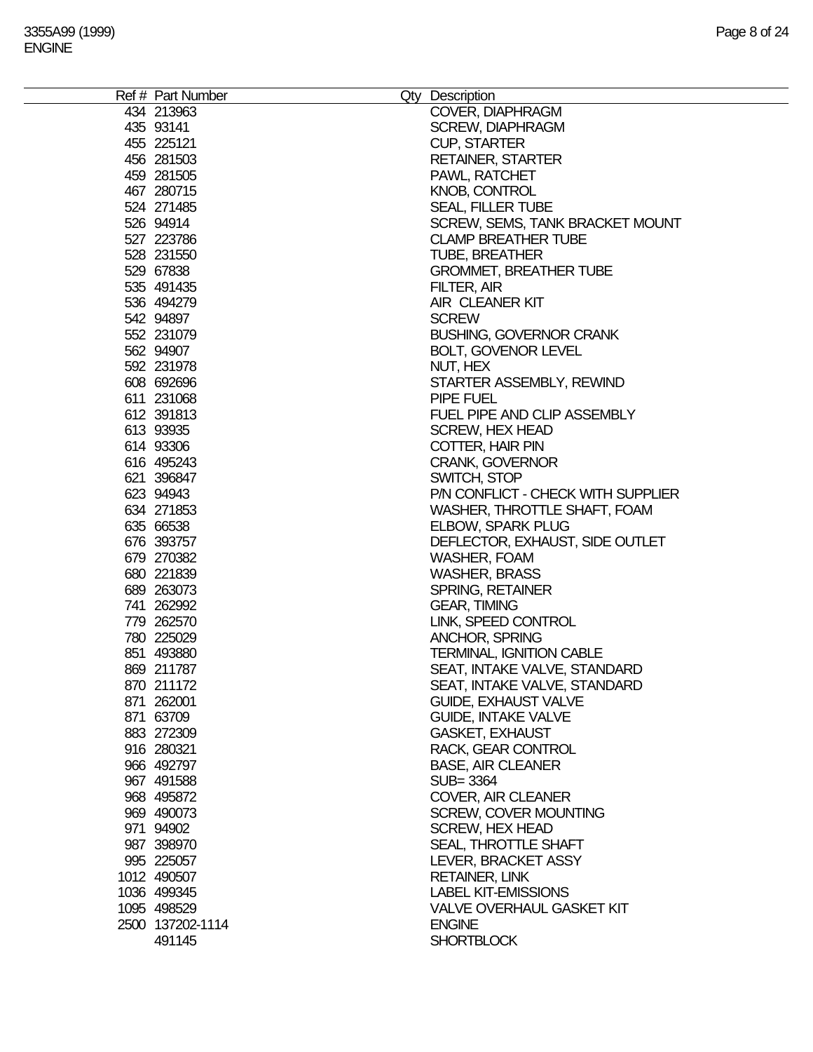| Ref # | Part Number | Qty | Description |
|---|---|---|---|
| 434 | 213963 | | COVER, DIAPHRAGM |
| 435 | 93141 | | SCREW, DIAPHRAGM |
| 455 | 225121 | | CUP, STARTER |
| 456 | 281503 | | RETAINER, STARTER |
| 459 | 281505 | | PAWL, RATCHET |
| 467 | 280715 | | KNOB, CONTROL |
| 524 | 271485 | | SEAL, FILLER TUBE |
| 526 | 94914 | | SCREW, SEMS, TANK BRACKET MOUNT |
| 527 | 223786 | | CLAMP BREATHER TUBE |
| 528 | 231550 | | TUBE, BREATHER |
| 529 | 67838 | | GROMMET, BREATHER TUBE |
| 535 | 491435 | | FILTER, AIR |
| 536 | 494279 | | AIR CLEANER KIT |
| 542 | 94897 | | SCREW |
| 552 | 231079 | | BUSHING, GOVERNOR CRANK |
| 562 | 94907 | | BOLT, GOVENOR LEVEL |
| 592 | 231978 | | NUT, HEX |
| 608 | 692696 | | STARTER ASSEMBLY, REWIND |
| 611 | 231068 | | PIPE FUEL |
| 612 | 391813 | | FUEL PIPE AND CLIP ASSEMBLY |
| 613 | 93935 | | SCREW, HEX HEAD |
| 614 | 93306 | | COTTER, HAIR PIN |
| 616 | 495243 | | CRANK, GOVERNOR |
| 621 | 396847 | | SWITCH, STOP |
| 623 | 94943 | | P/N CONFLICT - CHECK WITH SUPPLIER |
| 634 | 271853 | | WASHER, THROTTLE SHAFT, FOAM |
| 635 | 66538 | | ELBOW, SPARK PLUG |
| 676 | 393757 | | DEFLECTOR, EXHAUST, SIDE OUTLET |
| 679 | 270382 | | WASHER, FOAM |
| 680 | 221839 | | WASHER, BRASS |
| 689 | 263073 | | SPRING, RETAINER |
| 741 | 262992 | | GEAR, TIMING |
| 779 | 262570 | | LINK, SPEED CONTROL |
| 780 | 225029 | | ANCHOR, SPRING |
| 851 | 493880 | | TERMINAL, IGNITION CABLE |
| 869 | 211787 | | SEAT, INTAKE VALVE, STANDARD |
| 870 | 211172 | | SEAT, INTAKE VALVE, STANDARD |
| 871 | 262001 | | GUIDE, EXHAUST VALVE |
| 871 | 63709 | | GUIDE, INTAKE VALVE |
| 883 | 272309 | | GASKET, EXHAUST |
| 916 | 280321 | | RACK, GEAR CONTROL |
| 966 | 492797 | | BASE, AIR CLEANER |
| 967 | 491588 | | SUB= 3364 |
| 968 | 495872 | | COVER, AIR CLEANER |
| 969 | 490073 | | SCREW, COVER MOUNTING |
| 971 | 94902 | | SCREW, HEX HEAD |
| 987 | 398970 | | SEAL, THROTTLE SHAFT |
| 995 | 225057 | | LEVER, BRACKET ASSY |
| 1012 | 490507 | | RETAINER, LINK |
| 1036 | 499345 | | LABEL KIT-EMISSIONS |
| 1095 | 498529 | | VALVE OVERHAUL GASKET KIT |
| 2500 | 137202-1114 | | ENGINE |
| | 491145 | | SHORTBLOCK |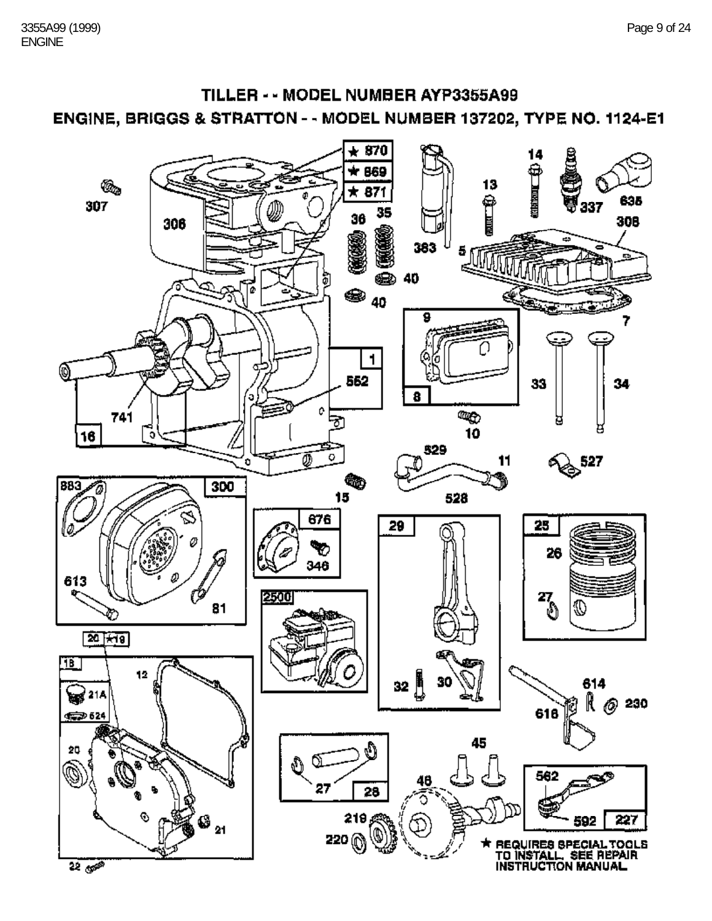# TILLER - - MODEL NUMBER AYP3355A99

## ENGINE, BRIGGS & STRATTON - - MODEL NUMBER 137202, TYPE NO. 1124-E1

★ REQUIRES SPECIAL TOOLS TO INSTALL. SEE REPAIR INSTRUCTION MANUAL.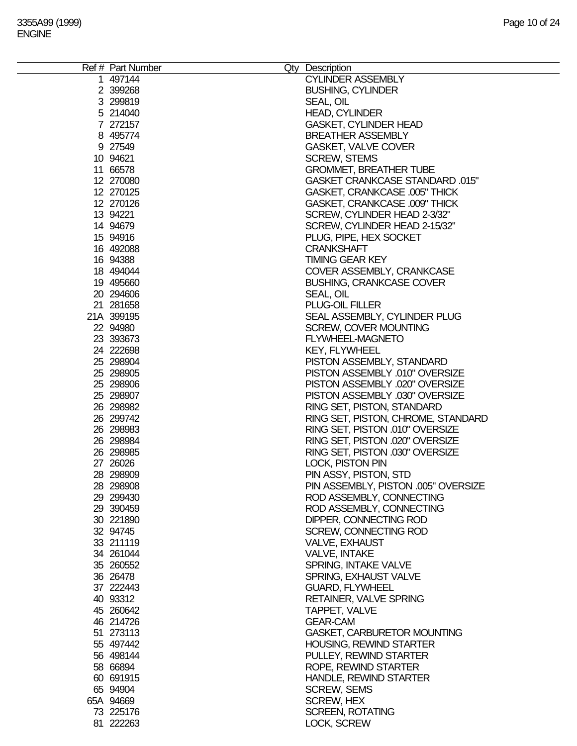| Ref # | Part Number | Qty | Description |
|---|---|---|---|
| 1 | 497144 | | CYLINDER ASSEMBLY |
| 2 | 399268 | | BUSHING, CYLINDER |
| 3 | 299819 | | SEAL, OIL |
| 5 | 214040 | | HEAD, CYLINDER |
| 7 | 272157 | | GASKET, CYLINDER HEAD |
| 8 | 495774 | | BREATHER ASSEMBLY |
| 9 | 27549 | | GASKET, VALVE COVER |
| 10 | 94621 | | SCREW, STEMS |
| 11 | 66578 | | GROMMET, BREATHER TUBE |
| 12 | 270080 | | GASKET CRANKCASE STANDARD .015" |
| 12 | 270125 | | GASKET, CRANKCASE .005" THICK |
| 12 | 270126 | | GASKET, CRANKCASE .009" THICK |
| 13 | 94221 | | SCREW, CYLINDER HEAD 2-3/32" |
| 14 | 94679 | | SCREW, CYLINDER HEAD 2-15/32" |
| 15 | 94916 | | PLUG, PIPE, HEX SOCKET |
| 16 | 492088 | | CRANKSHAFT |
| 16 | 94388 | | TIMING GEAR KEY |
| 18 | 494044 | | COVER ASSEMBLY, CRANKCASE |
| 19 | 495660 | | BUSHING, CRANKCASE COVER |
| 20 | 294606 | | SEAL, OIL |
| 21 | 281658 | | PLUG-OIL FILLER |
| 21A | 399195 | | SEAL ASSEMBLY, CYLINDER PLUG |
| 22 | 94980 | | SCREW, COVER MOUNTING |
| 23 | 393673 | | FLYWHEEL-MAGNETO |
| 24 | 222698 | | KEY, FLYWHEEL |
| 25 | 298904 | | PISTON ASSEMBLY, STANDARD |
| 25 | 298905 | | PISTON ASSEMBLY .010" OVERSIZE |
| 25 | 298906 | | PISTON ASSEMBLY .020" OVERSIZE |
| 25 | 298907 | | PISTON ASSEMBLY .030" OVERSIZE |
| 26 | 298982 | | RING SET, PISTON, STANDARD |
| 26 | 299742 | | RING SET, PISTON, CHROME, STANDARD |
| 26 | 298983 | | RING SET, PISTON .010" OVERSIZE |
| 26 | 298984 | | RING SET, PISTON .020" OVERSIZE |
| 26 | 298985 | | RING SET, PISTON .030" OVERSIZE |
| 27 | 26026 | | LOCK, PISTON PIN |
| 28 | 298909 | | PIN ASSY, PISTON, STD |
| 28 | 298908 | | PIN ASSEMBLY, PISTON .005" OVERSIZE |
| 29 | 299430 | | ROD ASSEMBLY, CONNECTING |
| 29 | 390459 | | ROD ASSEMBLY, CONNECTING |
| 30 | 221890 | | DIPPER, CONNECTING ROD |
| 32 | 94745 | | SCREW, CONNECTING ROD |
| 33 | 211119 | | VALVE, EXHAUST |
| 34 | 261044 | | VALVE, INTAKE |
| 35 | 260552 | | SPRING, INTAKE VALVE |
| 36 | 26478 | | SPRING, EXHAUST VALVE |
| 37 | 222443 | | GUARD, FLYWHEEL |
| 40 | 93312 | | RETAINER, VALVE SPRING |
| 45 | 260642 | | TAPPET, VALVE |
| 46 | 214726 | | GEAR-CAM |
| 51 | 273113 | | GASKET, CARBURETOR MOUNTING |
| 55 | 497442 | | HOUSING, REWIND STARTER |
| 56 | 498144 | | PULLEY, REWIND STARTER |
| 58 | 66894 | | ROPE, REWIND STARTER |
| 60 | 691915 | | HANDLE, REWIND STARTER |
| 65 | 94904 | | SCREW, SEMS |
| 65A | 94669 | | SCREW, HEX |
| 73 | 225176 | | SCREEN, ROTATING |
| 81 | 222263 | | LOCK, SCREW |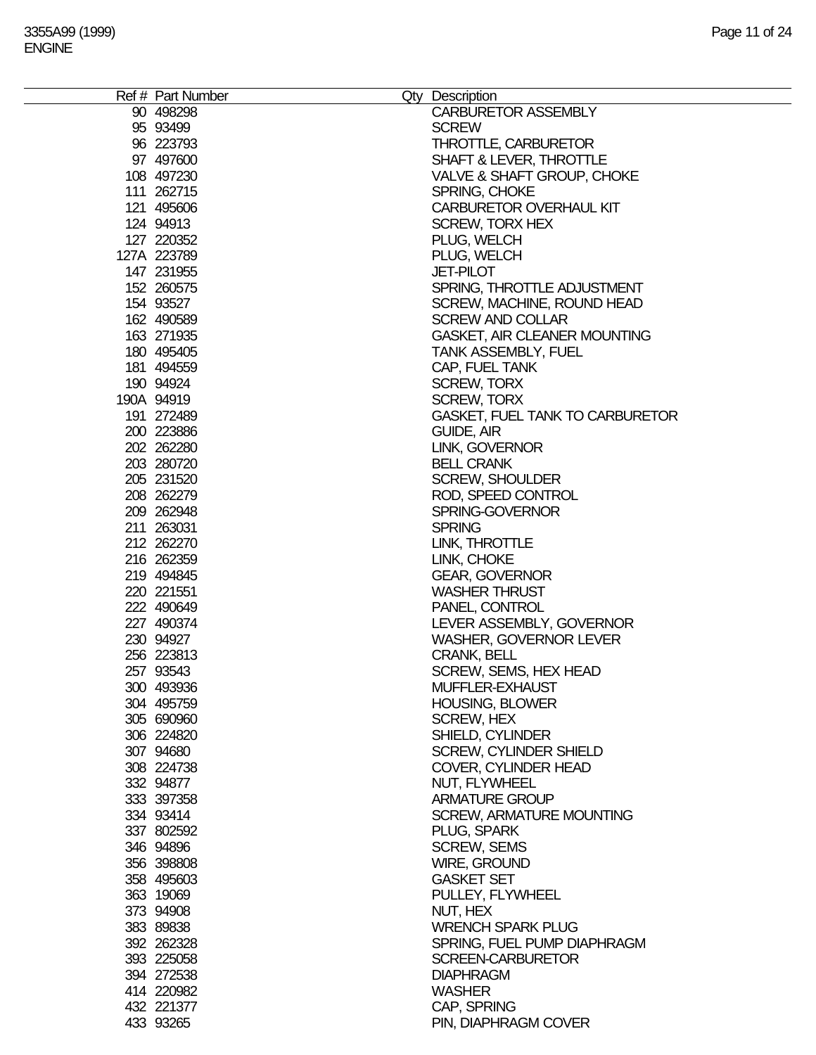| Ref # | Part Number | Qty | Description |
|---|---|---|---|
| 90 | 498298 | | CARBURETOR ASSEMBLY |
| 95 | 93499 | | SCREW |
| 96 | 223793 | | THROTTLE, CARBURETOR |
| 97 | 497600 | | SHAFT & LEVER, THROTTLE |
| 108 | 497230 | | VALVE & SHAFT GROUP, CHOKE |
| 111 | 262715 | | SPRING, CHOKE |
| 121 | 495606 | | CARBURETOR OVERHAUL KIT |
| 124 | 94913 | | SCREW, TORX HEX |
| 127 | 220352 | | PLUG, WELCH |
| 127A | 223789 | | PLUG, WELCH |
| 147 | 231955 | | JET-PILOT |
| 152 | 260575 | | SPRING, THROTTLE ADJUSTMENT |
| 154 | 93527 | | SCREW, MACHINE, ROUND HEAD |
| 162 | 490589 | | SCREW AND COLLAR |
| 163 | 271935 | | GASKET, AIR CLEANER MOUNTING |
| 180 | 495405 | | TANK ASSEMBLY, FUEL |
| 181 | 494559 | | CAP, FUEL TANK |
| 190 | 94924 | | SCREW, TORX |
| 190A | 94919 | | SCREW, TORX |
| 191 | 272489 | | GASKET, FUEL TANK TO CARBURETOR |
| 200 | 223886 | | GUIDE, AIR |
| 202 | 262280 | | LINK, GOVERNOR |
| 203 | 280720 | | BELL CRANK |
| 205 | 231520 | | SCREW, SHOULDER |
| 208 | 262279 | | ROD, SPEED CONTROL |
| 209 | 262948 | | SPRING-GOVERNOR |
| 211 | 263031 | | SPRING |
| 212 | 262270 | | LINK, THROTTLE |
| 216 | 262359 | | LINK, CHOKE |
| 219 | 494845 | | GEAR, GOVERNOR |
| 220 | 221551 | | WASHER THRUST |
| 222 | 490649 | | PANEL, CONTROL |
| 227 | 490374 | | LEVER ASSEMBLY, GOVERNOR |
| 230 | 94927 | | WASHER, GOVERNOR LEVER |
| 256 | 223813 | | CRANK, BELL |
| 257 | 93543 | | SCREW, SEMS, HEX HEAD |
| 300 | 493936 | | MUFFLER-EXHAUST |
| 304 | 495759 | | HOUSING, BLOWER |
| 305 | 690960 | | SCREW, HEX |
| 306 | 224820 | | SHIELD, CYLINDER |
| 307 | 94680 | | SCREW, CYLINDER SHIELD |
| 308 | 224738 | | COVER, CYLINDER HEAD |
| 332 | 94877 | | NUT, FLYWHEEL |
| 333 | 397358 | | ARMATURE GROUP |
| 334 | 93414 | | SCREW, ARMATURE MOUNTING |
| 337 | 802592 | | PLUG, SPARK |
| 346 | 94896 | | SCREW, SEMS |
| 356 | 398808 | | WIRE, GROUND |
| 358 | 495603 | | GASKET SET |
| 363 | 19069 | | PULLEY, FLYWHEEL |
| 373 | 94908 | | NUT, HEX |
| 383 | 89838 | | WRENCH SPARK PLUG |
| 392 | 262328 | | SPRING, FUEL PUMP DIAPHRAGM |
| 393 | 225058 | | SCREEN-CARBURETOR |
| 394 | 272538 | | DIAPHRAGM |
| 414 | 220982 | | WASHER |
| 432 | 221377 | | CAP, SPRING |
| 433 | 93265 | | PIN, DIAPHRAGM COVER |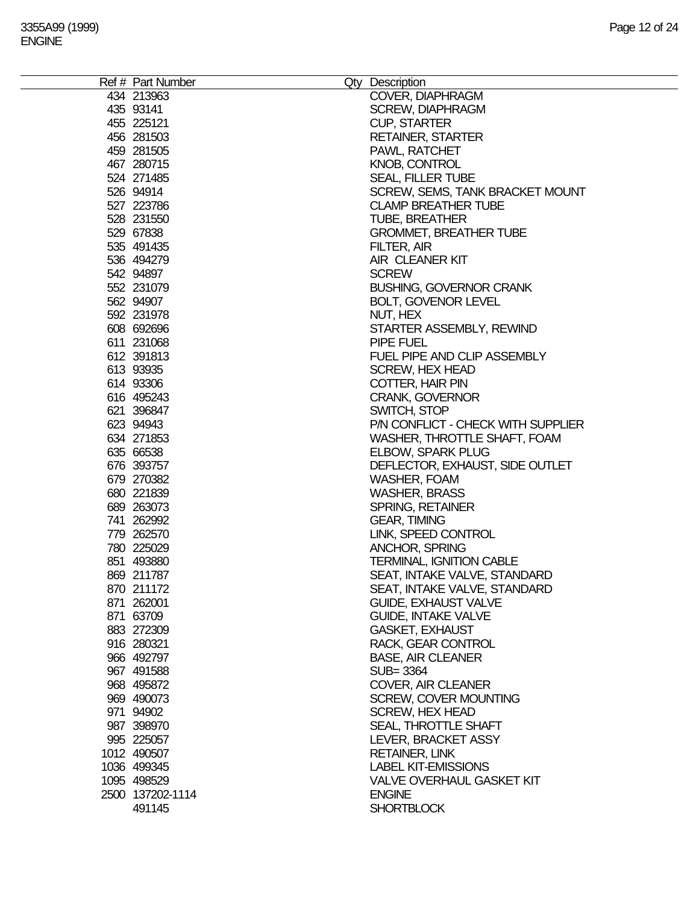| Ref # | Part Number | Qty | Description |
|---|---|---|---|
| 434 | 213963 | | COVER, DIAPHRAGM |
| 435 | 93141 | | SCREW, DIAPHRAGM |
| 455 | 225121 | | CUP, STARTER |
| 456 | 281503 | | RETAINER, STARTER |
| 459 | 281505 | | PAWL, RATCHET |
| 467 | 280715 | | KNOB, CONTROL |
| 524 | 271485 | | SEAL, FILLER TUBE |
| 526 | 94914 | | SCREW, SEMS, TANK BRACKET MOUNT |
| 527 | 223786 | | CLAMP BREATHER TUBE |
| 528 | 231550 | | TUBE, BREATHER |
| 529 | 67838 | | GROMMET, BREATHER TUBE |
| 535 | 491435 | | FILTER, AIR |
| 536 | 494279 | | AIR CLEANER KIT |
| 542 | 94897 | | SCREW |
| 552 | 231079 | | BUSHING, GOVERNOR CRANK |
| 562 | 94907 | | BOLT, GOVENOR LEVEL |
| 592 | 231978 | | NUT, HEX |
| 608 | 692696 | | STARTER ASSEMBLY, REWIND |
| 611 | 231068 | | PIPE FUEL |
| 612 | 391813 | | FUEL PIPE AND CLIP ASSEMBLY |
| 613 | 93935 | | SCREW, HEX HEAD |
| 614 | 93306 | | COTTER, HAIR PIN |
| 616 | 495243 | | CRANK, GOVERNOR |
| 621 | 396847 | | SWITCH, STOP |
| 623 | 94943 | | P/N CONFLICT - CHECK WITH SUPPLIER |
| 634 | 271853 | | WASHER, THROTTLE SHAFT, FOAM |
| 635 | 66538 | | ELBOW, SPARK PLUG |
| 676 | 393757 | | DEFLECTOR, EXHAUST, SIDE OUTLET |
| 679 | 270382 | | WASHER, FOAM |
| 680 | 221839 | | WASHER, BRASS |
| 689 | 263073 | | SPRING, RETAINER |
| 741 | 262992 | | GEAR, TIMING |
| 779 | 262570 | | LINK, SPEED CONTROL |
| 780 | 225029 | | ANCHOR, SPRING |
| 851 | 493880 | | TERMINAL, IGNITION CABLE |
| 869 | 211787 | | SEAT, INTAKE VALVE, STANDARD |
| 870 | 211172 | | SEAT, INTAKE VALVE, STANDARD |
| 871 | 262001 | | GUIDE, EXHAUST VALVE |
| 871 | 63709 | | GUIDE, INTAKE VALVE |
| 883 | 272309 | | GASKET, EXHAUST |
| 916 | 280321 | | RACK, GEAR CONTROL |
| 966 | 492797 | | BASE, AIR CLEANER |
| 967 | 491588 | | SUB= 3364 |
| 968 | 495872 | | COVER, AIR CLEANER |
| 969 | 490073 | | SCREW, COVER MOUNTING |
| 971 | 94902 | | SCREW, HEX HEAD |
| 987 | 398970 | | SEAL, THROTTLE SHAFT |
| 995 | 225057 | | LEVER, BRACKET ASSY |
| 1012 | 490507 | | RETAINER, LINK |
| 1036 | 499345 | | LABEL KIT-EMISSIONS |
| 1095 | 498529 | | VALVE OVERHAUL GASKET KIT |
| 2500 | 137202-1114 | | ENGINE |
| | 491145 | | SHORTBLOCK |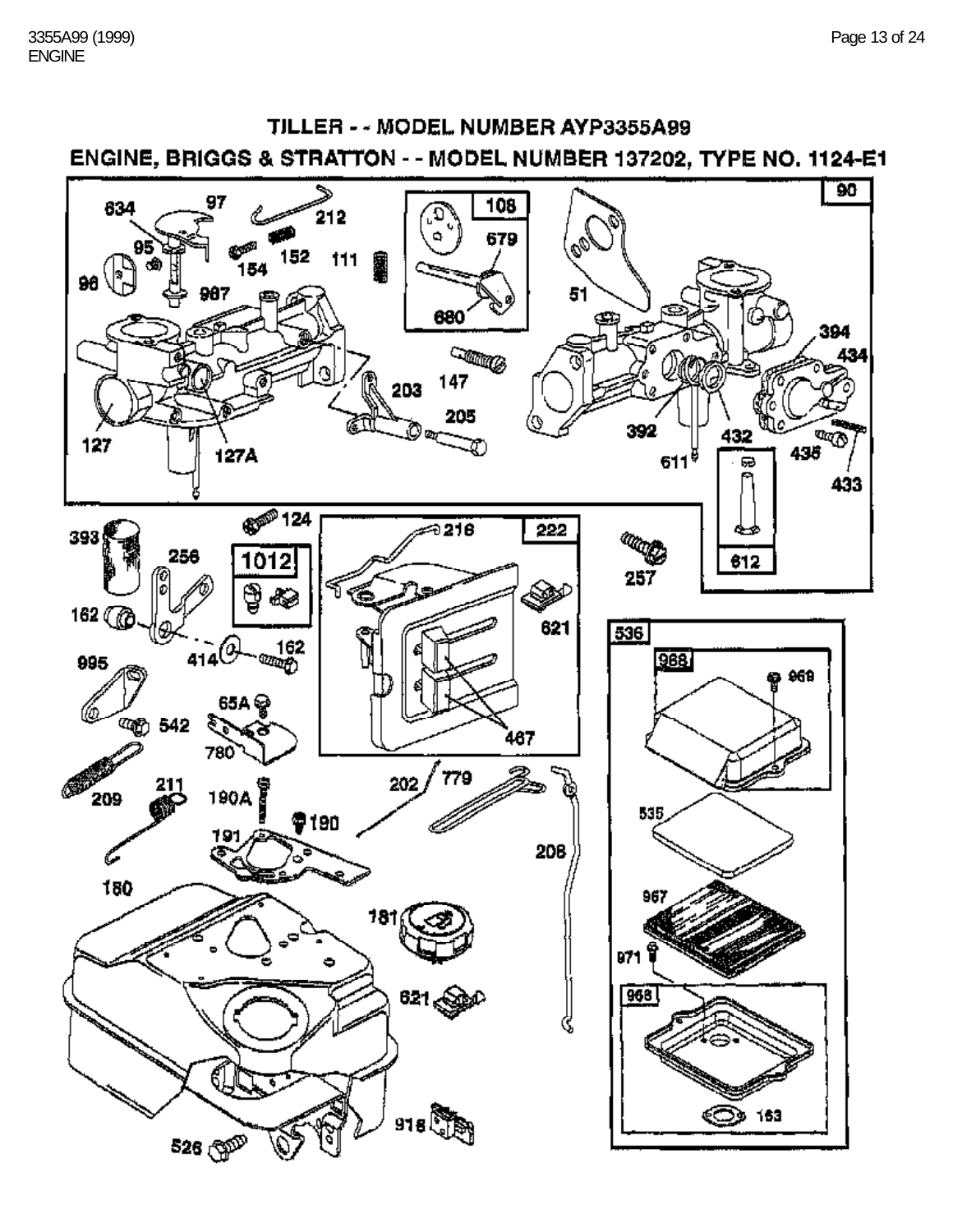# TILLER - - MODEL NUMBER AYP3355A99

## ENGINE, BRIGGS & STRATTON - - MODEL NUMBER 137202, TYPE NO. 1124-E1

90 634 97 212 108 95 152 679 154 111 96 987 51 680 394 434 147 203 205 392 432 127 127A 611 436 433 124 393 216 222 256 1012 612 257 162 621 536 414 162 995 968 969 65A 542 467 780 209 211 202 779 190A 190 535 191 208 180 967 181 971 621 968 163 918 526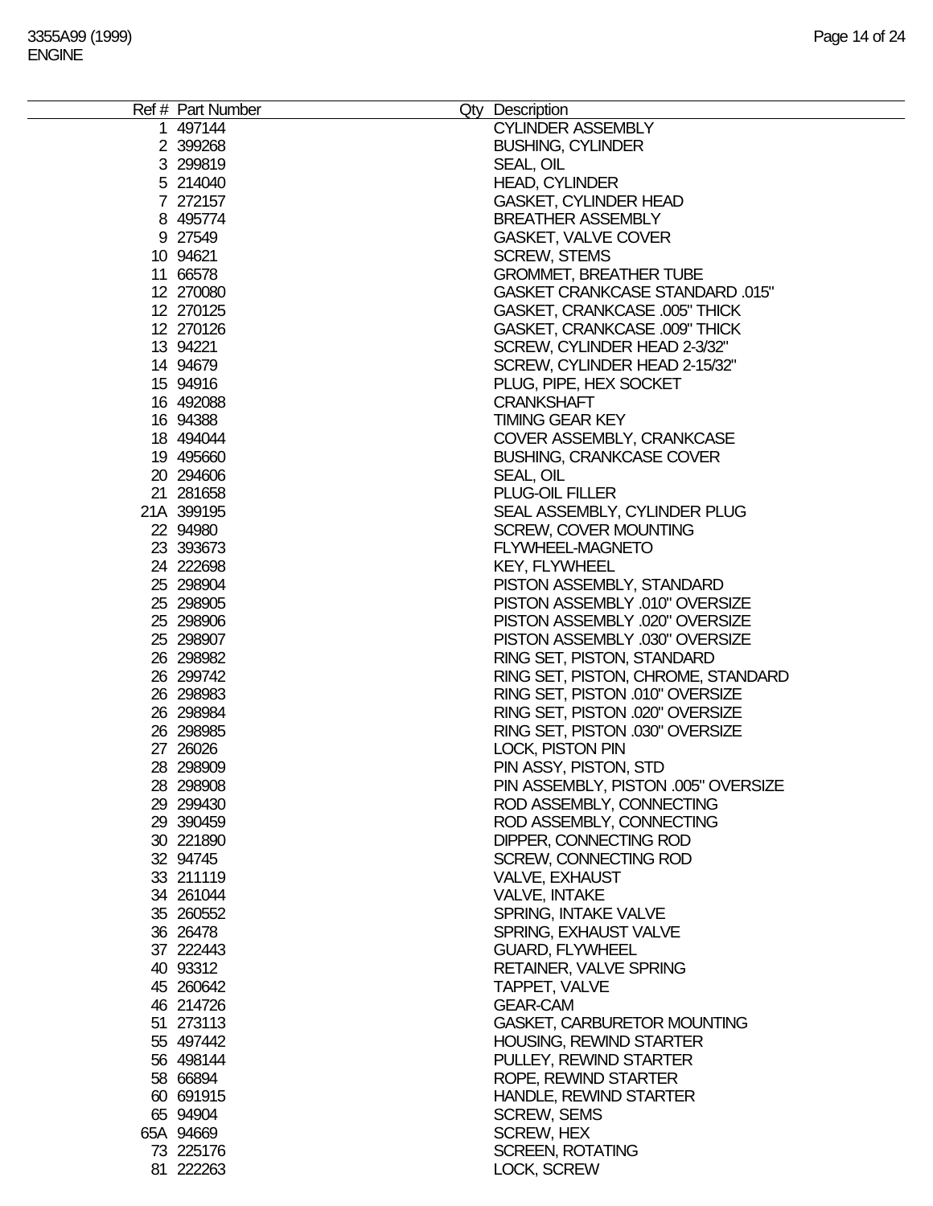3355A99 (1999)
ENGINE

| Ref # | Part Number | Qty | Description |
|---|---|---|---|
| 1 | 497144 | | CYLINDER ASSEMBLY |
| 2 | 399268 | | BUSHING, CYLINDER |
| 3 | 299819 | | SEAL, OIL |
| 5 | 214040 | | HEAD, CYLINDER |
| 7 | 272157 | | GASKET, CYLINDER HEAD |
| 8 | 495774 | | BREATHER ASSEMBLY |
| 9 | 27549 | | GASKET, VALVE COVER |
| 10 | 94621 | | SCREW, STEMS |
| 11 | 66578 | | GROMMET, BREATHER TUBE |
| 12 | 270080 | | GASKET CRANKCASE STANDARD .015" |
| 12 | 270125 | | GASKET, CRANKCASE .005" THICK |
| 12 | 270126 | | GASKET, CRANKCASE .009" THICK |
| 13 | 94221 | | SCREW, CYLINDER HEAD 2-3/32" |
| 14 | 94679 | | SCREW, CYLINDER HEAD 2-15/32" |
| 15 | 94916 | | PLUG, PIPE, HEX SOCKET |
| 16 | 492088 | | CRANKSHAFT |
| 16 | 94388 | | TIMING GEAR KEY |
| 18 | 494044 | | COVER ASSEMBLY, CRANKCASE |
| 19 | 495660 | | BUSHING, CRANKCASE COVER |
| 20 | 294606 | | SEAL, OIL |
| 21 | 281658 | | PLUG-OIL FILLER |
| 21A | 399195 | | SEAL ASSEMBLY, CYLINDER PLUG |
| 22 | 94980 | | SCREW, COVER MOUNTING |
| 23 | 393673 | | FLYWHEEL-MAGNETO |
| 24 | 222698 | | KEY, FLYWHEEL |
| 25 | 298904 | | PISTON ASSEMBLY, STANDARD |
| 25 | 298905 | | PISTON ASSEMBLY .010" OVERSIZE |
| 25 | 298906 | | PISTON ASSEMBLY .020" OVERSIZE |
| 25 | 298907 | | PISTON ASSEMBLY .030" OVERSIZE |
| 26 | 298982 | | RING SET, PISTON, STANDARD |
| 26 | 299742 | | RING SET, PISTON, CHROME, STANDARD |
| 26 | 298983 | | RING SET, PISTON .010" OVERSIZE |
| 26 | 298984 | | RING SET, PISTON .020" OVERSIZE |
| 26 | 298985 | | RING SET, PISTON .030" OVERSIZE |
| 27 | 26026 | | LOCK, PISTON PIN |
| 28 | 298909 | | PIN ASSY, PISTON, STD |
| 28 | 298908 | | PIN ASSEMBLY, PISTON .005" OVERSIZE |
| 29 | 299430 | | ROD ASSEMBLY, CONNECTING |
| 29 | 390459 | | ROD ASSEMBLY, CONNECTING |
| 30 | 221890 | | DIPPER, CONNECTING ROD |
| 32 | 94745 | | SCREW, CONNECTING ROD |
| 33 | 211119 | | VALVE, EXHAUST |
| 34 | 261044 | | VALVE, INTAKE |
| 35 | 260552 | | SPRING, INTAKE VALVE |
| 36 | 26478 | | SPRING, EXHAUST VALVE |
| 37 | 222443 | | GUARD, FLYWHEEL |
| 40 | 93312 | | RETAINER, VALVE SPRING |
| 45 | 260642 | | TAPPET, VALVE |
| 46 | 214726 | | GEAR-CAM |
| 51 | 273113 | | GASKET, CARBURETOR MOUNTING |
| 55 | 497442 | | HOUSING, REWIND STARTER |
| 56 | 498144 | | PULLEY, REWIND STARTER |
| 58 | 66894 | | ROPE, REWIND STARTER |
| 60 | 691915 | | HANDLE, REWIND STARTER |
| 65 | 94904 | | SCREW, SEMS |
| 65A | 94669 | | SCREW, HEX |
| 73 | 225176 | | SCREEN, ROTATING |
| 81 | 222263 | | LOCK, SCREW |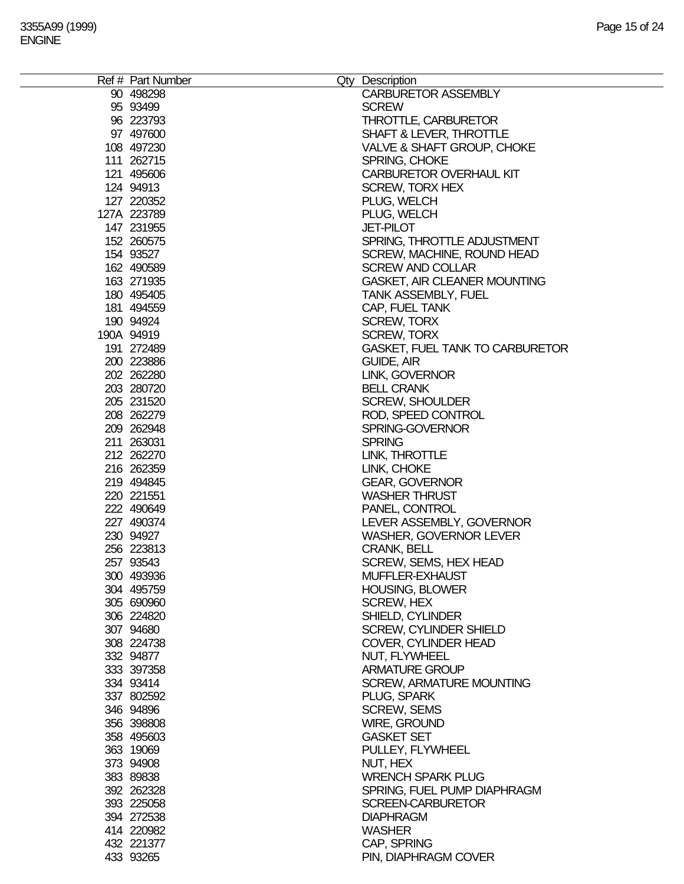| Ref # | Part Number | Qty | Description |
|---|---|---|---|
| 90 | 498298 | | CARBURETOR ASSEMBLY |
| 95 | 93499 | | SCREW |
| 96 | 223793 | | THROTTLE, CARBURETOR |
| 97 | 497600 | | SHAFT & LEVER, THROTTLE |
| 108 | 497230 | | VALVE & SHAFT GROUP, CHOKE |
| 111 | 262715 | | SPRING, CHOKE |
| 121 | 495606 | | CARBURETOR OVERHAUL KIT |
| 124 | 94913 | | SCREW, TORX HEX |
| 127 | 220352 | | PLUG, WELCH |
| 127A | 223789 | | PLUG, WELCH |
| 147 | 231955 | | JET-PILOT |
| 152 | 260575 | | SPRING, THROTTLE ADJUSTMENT |
| 154 | 93527 | | SCREW, MACHINE, ROUND HEAD |
| 162 | 490589 | | SCREW AND COLLAR |
| 163 | 271935 | | GASKET, AIR CLEANER MOUNTING |
| 180 | 495405 | | TANK ASSEMBLY, FUEL |
| 181 | 494559 | | CAP, FUEL TANK |
| 190 | 94924 | | SCREW, TORX |
| 190A | 94919 | | SCREW, TORX |
| 191 | 272489 | | GASKET, FUEL TANK TO CARBURETOR |
| 200 | 223886 | | GUIDE, AIR |
| 202 | 262280 | | LINK, GOVERNOR |
| 203 | 280720 | | BELL CRANK |
| 205 | 231520 | | SCREW, SHOULDER |
| 208 | 262279 | | ROD, SPEED CONTROL |
| 209 | 262948 | | SPRING-GOVERNOR |
| 211 | 263031 | | SPRING |
| 212 | 262270 | | LINK, THROTTLE |
| 216 | 262359 | | LINK, CHOKE |
| 219 | 494845 | | GEAR, GOVERNOR |
| 220 | 221551 | | WASHER THRUST |
| 222 | 490649 | | PANEL, CONTROL |
| 227 | 490374 | | LEVER ASSEMBLY, GOVERNOR |
| 230 | 94927 | | WASHER, GOVERNOR LEVER |
| 256 | 223813 | | CRANK, BELL |
| 257 | 93543 | | SCREW, SEMS, HEX HEAD |
| 300 | 493936 | | MUFFLER-EXHAUST |
| 304 | 495759 | | HOUSING, BLOWER |
| 305 | 690960 | | SCREW, HEX |
| 306 | 224820 | | SHIELD, CYLINDER |
| 307 | 94680 | | SCREW, CYLINDER SHIELD |
| 308 | 224738 | | COVER, CYLINDER HEAD |
| 332 | 94877 | | NUT, FLYWHEEL |
| 333 | 397358 | | ARMATURE GROUP |
| 334 | 93414 | | SCREW, ARMATURE MOUNTING |
| 337 | 802592 | | PLUG, SPARK |
| 346 | 94896 | | SCREW, SEMS |
| 356 | 398808 | | WIRE, GROUND |
| 358 | 495603 | | GASKET SET |
| 363 | 19069 | | PULLEY, FLYWHEEL |
| 373 | 94908 | | NUT, HEX |
| 383 | 89838 | | WRENCH SPARK PLUG |
| 392 | 262328 | | SPRING, FUEL PUMP DIAPHRAGM |
| 393 | 225058 | | SCREEN-CARBURETOR |
| 394 | 272538 | | DIAPHRAGM |
| 414 | 220982 | | WASHER |
| 432 | 221377 | | CAP, SPRING |
| 433 | 93265 | | PIN, DIAPHRAGM COVER |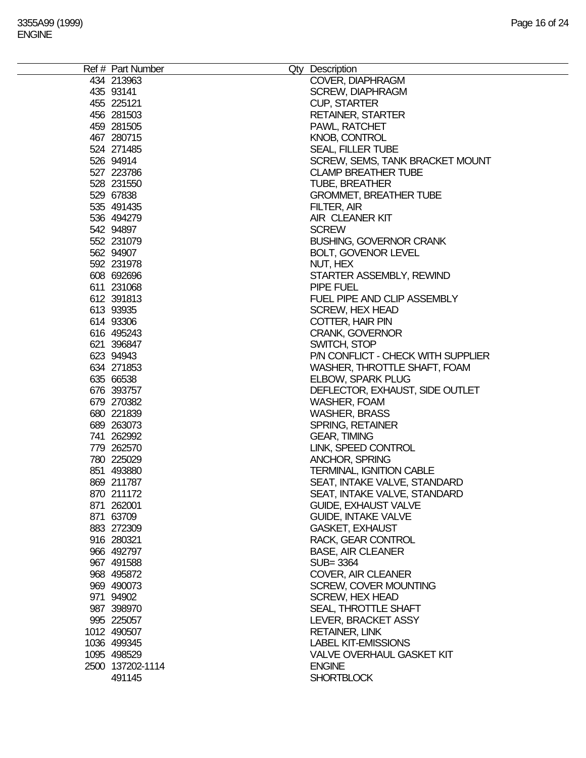| Ref # | Part Number | Qty | Description |
|---|---|---|---|
| 434 | 213963 | | COVER, DIAPHRAGM |
| 435 | 93141 | | SCREW, DIAPHRAGM |
| 455 | 225121 | | CUP, STARTER |
| 456 | 281503 | | RETAINER, STARTER |
| 459 | 281505 | | PAWL, RATCHET |
| 467 | 280715 | | KNOB, CONTROL |
| 524 | 271485 | | SEAL, FILLER TUBE |
| 526 | 94914 | | SCREW, SEMS, TANK BRACKET MOUNT |
| 527 | 223786 | | CLAMP BREATHER TUBE |
| 528 | 231550 | | TUBE, BREATHER |
| 529 | 67838 | | GROMMET, BREATHER TUBE |
| 535 | 491435 | | FILTER, AIR |
| 536 | 494279 | | AIR CLEANER KIT |
| 542 | 94897 | | SCREW |
| 552 | 231079 | | BUSHING, GOVERNOR CRANK |
| 562 | 94907 | | BOLT, GOVENOR LEVEL |
| 592 | 231978 | | NUT, HEX |
| 608 | 692696 | | STARTER ASSEMBLY, REWIND |
| 611 | 231068 | | PIPE FUEL |
| 612 | 391813 | | FUEL PIPE AND CLIP ASSEMBLY |
| 613 | 93935 | | SCREW, HEX HEAD |
| 614 | 93306 | | COTTER, HAIR PIN |
| 616 | 495243 | | CRANK, GOVERNOR |
| 621 | 396847 | | SWITCH, STOP |
| 623 | 94943 | | P/N CONFLICT - CHECK WITH SUPPLIER |
| 634 | 271853 | | WASHER, THROTTLE SHAFT, FOAM |
| 635 | 66538 | | ELBOW, SPARK PLUG |
| 676 | 393757 | | DEFLECTOR, EXHAUST, SIDE OUTLET |
| 679 | 270382 | | WASHER, FOAM |
| 680 | 221839 | | WASHER, BRASS |
| 689 | 263073 | | SPRING, RETAINER |
| 741 | 262992 | | GEAR, TIMING |
| 779 | 262570 | | LINK, SPEED CONTROL |
| 780 | 225029 | | ANCHOR, SPRING |
| 851 | 493880 | | TERMINAL, IGNITION CABLE |
| 869 | 211787 | | SEAT, INTAKE VALVE, STANDARD |
| 870 | 211172 | | SEAT, INTAKE VALVE, STANDARD |
| 871 | 262001 | | GUIDE, EXHAUST VALVE |
| 871 | 63709 | | GUIDE, INTAKE VALVE |
| 883 | 272309 | | GASKET, EXHAUST |
| 916 | 280321 | | RACK, GEAR CONTROL |
| 966 | 492797 | | BASE, AIR CLEANER |
| 967 | 491588 | | SUB= 3364 |
| 968 | 495872 | | COVER, AIR CLEANER |
| 969 | 490073 | | SCREW, COVER MOUNTING |
| 971 | 94902 | | SCREW, HEX HEAD |
| 987 | 398970 | | SEAL, THROTTLE SHAFT |
| 995 | 225057 | | LEVER, BRACKET ASSY |
| 1012 | 490507 | | RETAINER, LINK |
| 1036 | 499345 | | LABEL KIT-EMISSIONS |
| 1095 | 498529 | | VALVE OVERHAUL GASKET KIT |
| 2500 | 137202-1114 | | ENGINE |
| | 491145 | | SHORTBLOCK |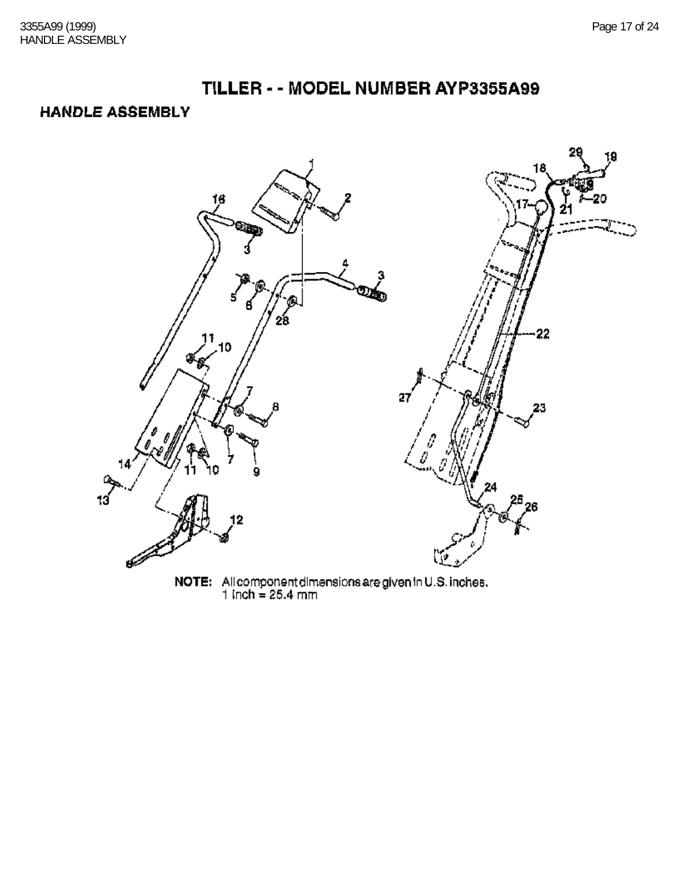# TILLER - - MODEL NUMBER AYP3355A99

## HANDLE ASSEMBLY

**NOTE:** All component dimensions are given in U.S. inches.
1 inch = 25.4 mm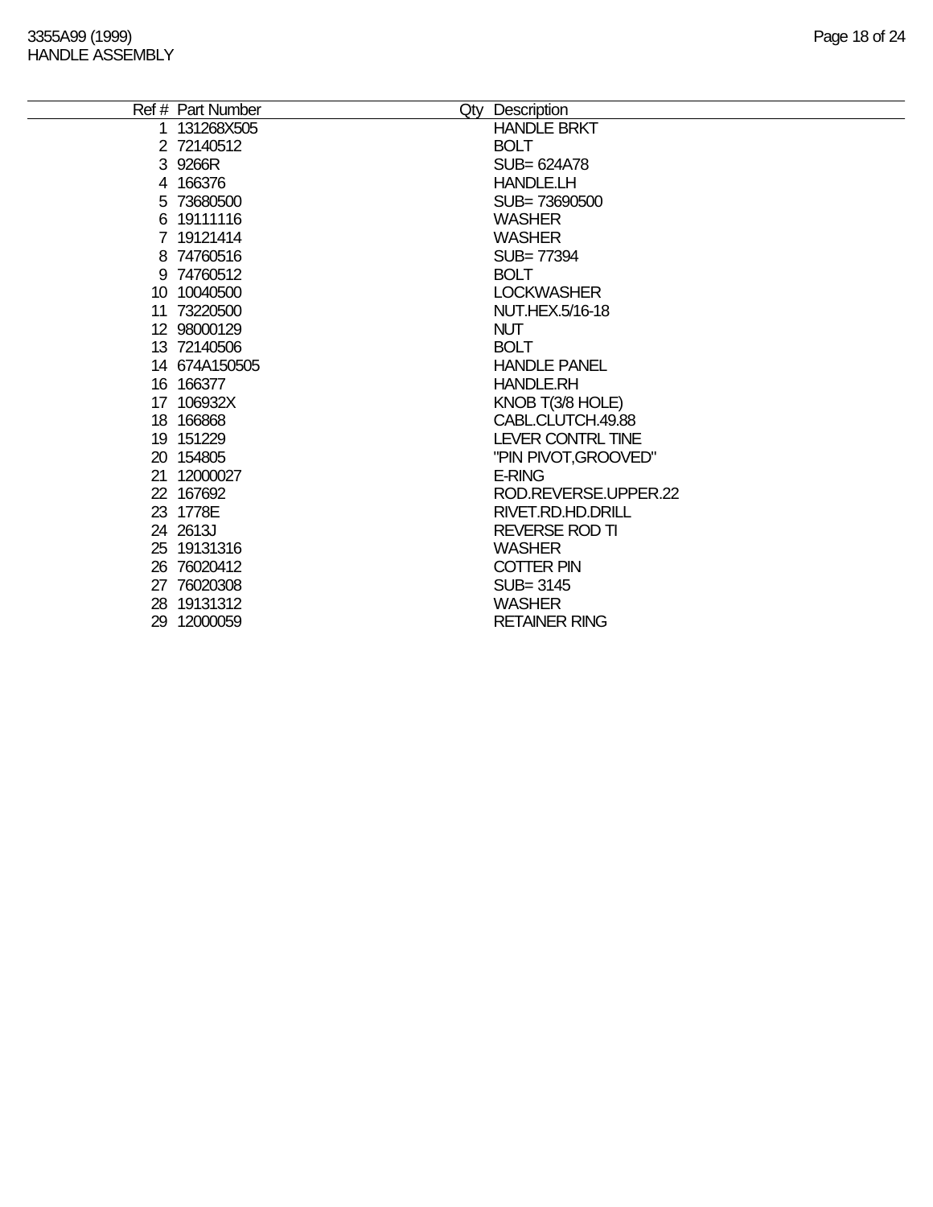| Ref # | Part Number | Qty | Description |
|---|---|---|---|
| 1 | 131268X505 | | HANDLE BRKT |
| 2 | 72140512 | | BOLT |
| 3 | 9266R | | SUB= 624A78 |
| 4 | 166376 | | HANDLE.LH |
| 5 | 73680500 | | SUB= 73690500 |
| 6 | 19111116 | | WASHER |
| 7 | 19121414 | | WASHER |
| 8 | 74760516 | | SUB= 77394 |
| 9 | 74760512 | | BOLT |
| 10 | 10040500 | | LOCKWASHER |
| 11 | 73220500 | | NUT.HEX.5/16-18 |
| 12 | 98000129 | | NUT |
| 13 | 72140506 | | BOLT |
| 14 | 674A150505 | | HANDLE PANEL |
| 16 | 166377 | | HANDLE.RH |
| 17 | 106932X | | KNOB T(3/8 HOLE) |
| 18 | 166868 | | CABL.CLUTCH.49.88 |
| 19 | 151229 | | LEVER CONTRL TINE |
| 20 | 154805 | | "PIN PIVOT,GROOVED" |
| 21 | 12000027 | | E-RING |
| 22 | 167692 | | ROD.REVERSE.UPPER.22 |
| 23 | 1778E | | RIVET.RD.HD.DRILL |
| 24 | 2613J | | REVERSE ROD TI |
| 25 | 19131316 | | WASHER |
| 26 | 76020412 | | COTTER PIN |
| 27 | 76020308 | | SUB= 3145 |
| 28 | 19131312 | | WASHER |
| 29 | 12000059 | | RETAINER RING |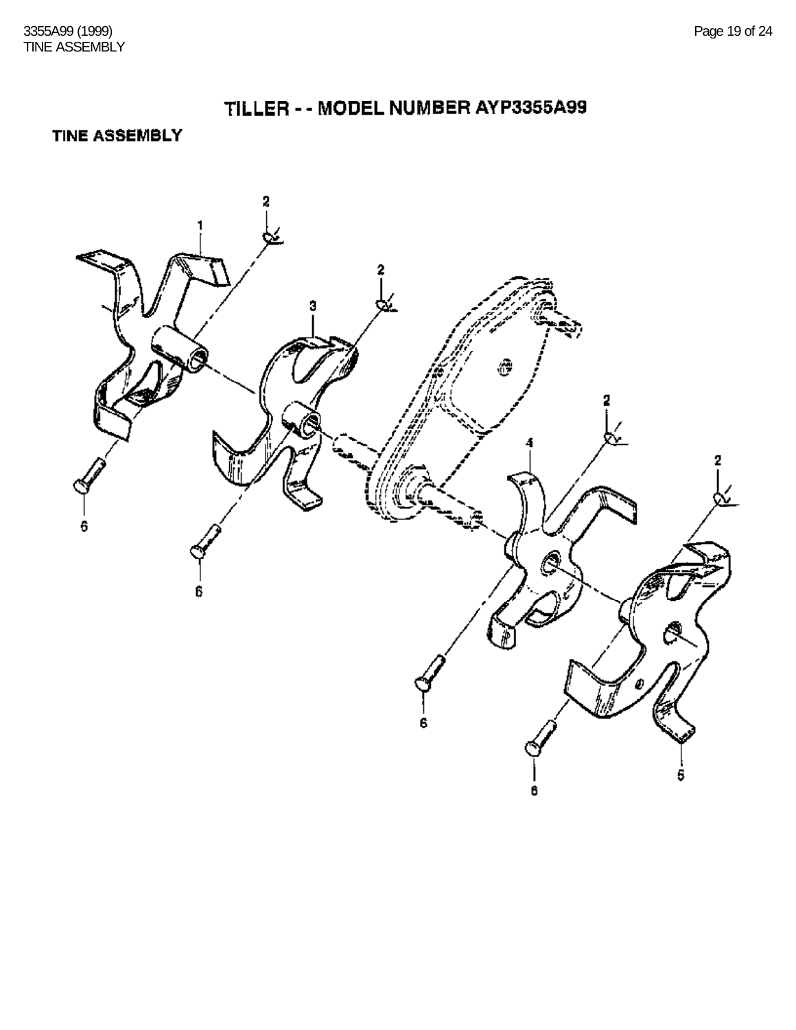# TILLER - - MODEL NUMBER AYP3355A99

## TINE ASSEMBLY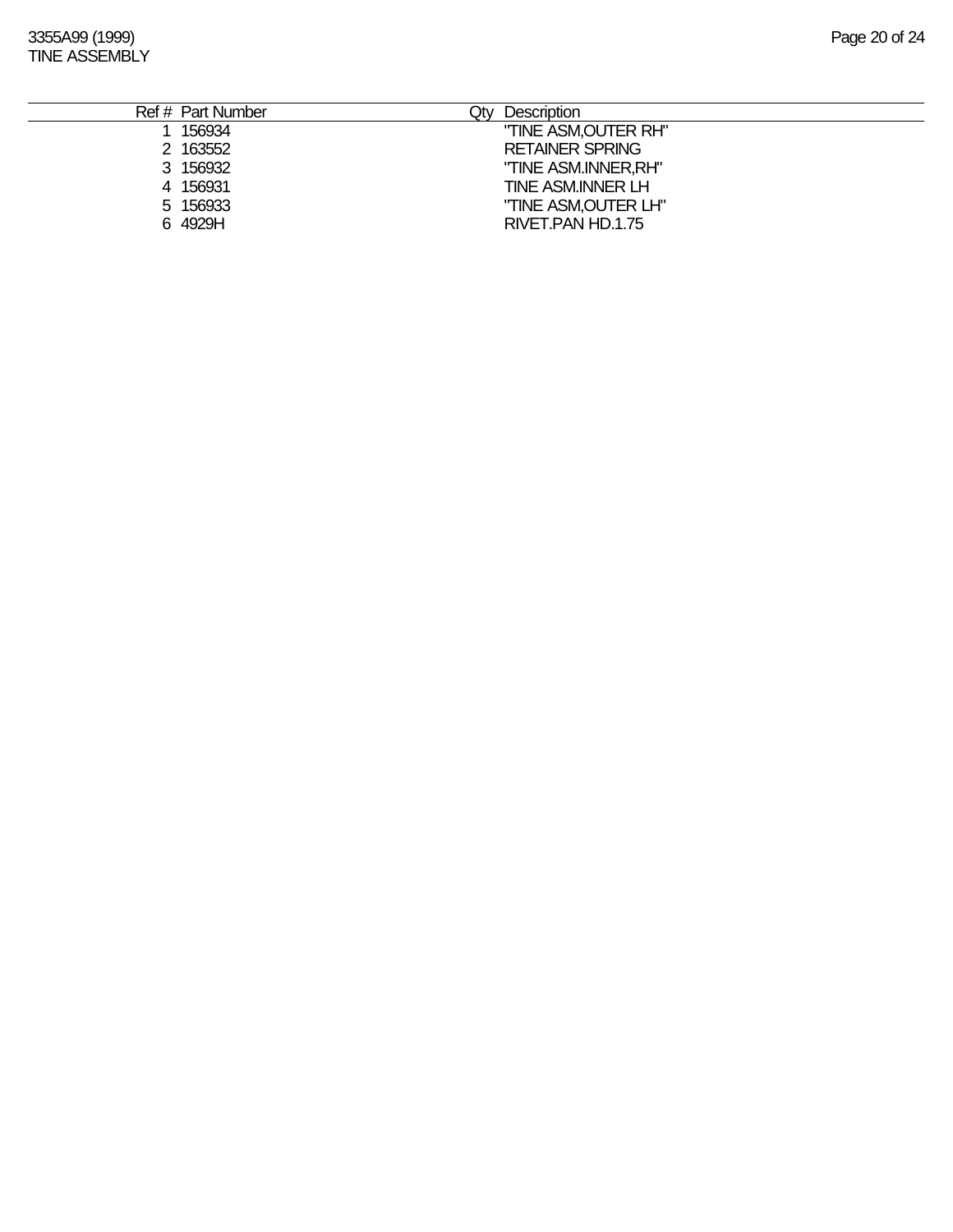3355A99 (1999)
TINE ASSEMBLY

| Ref # | Part Number | Qty | Description |
|---|---|---|---|
| 1 | 156934 | | "TINE ASM,OUTER RH" |
| 2 | 163552 | | RETAINER SPRING |
| 3 | 156932 | | "TINE ASM.INNER,RH" |
| 4 | 156931 | | TINE ASM.INNER LH |
| 5 | 156933 | | "TINE ASM,OUTER LH" |
| 6 | 4929H | | RIVET.PAN HD.1.75 |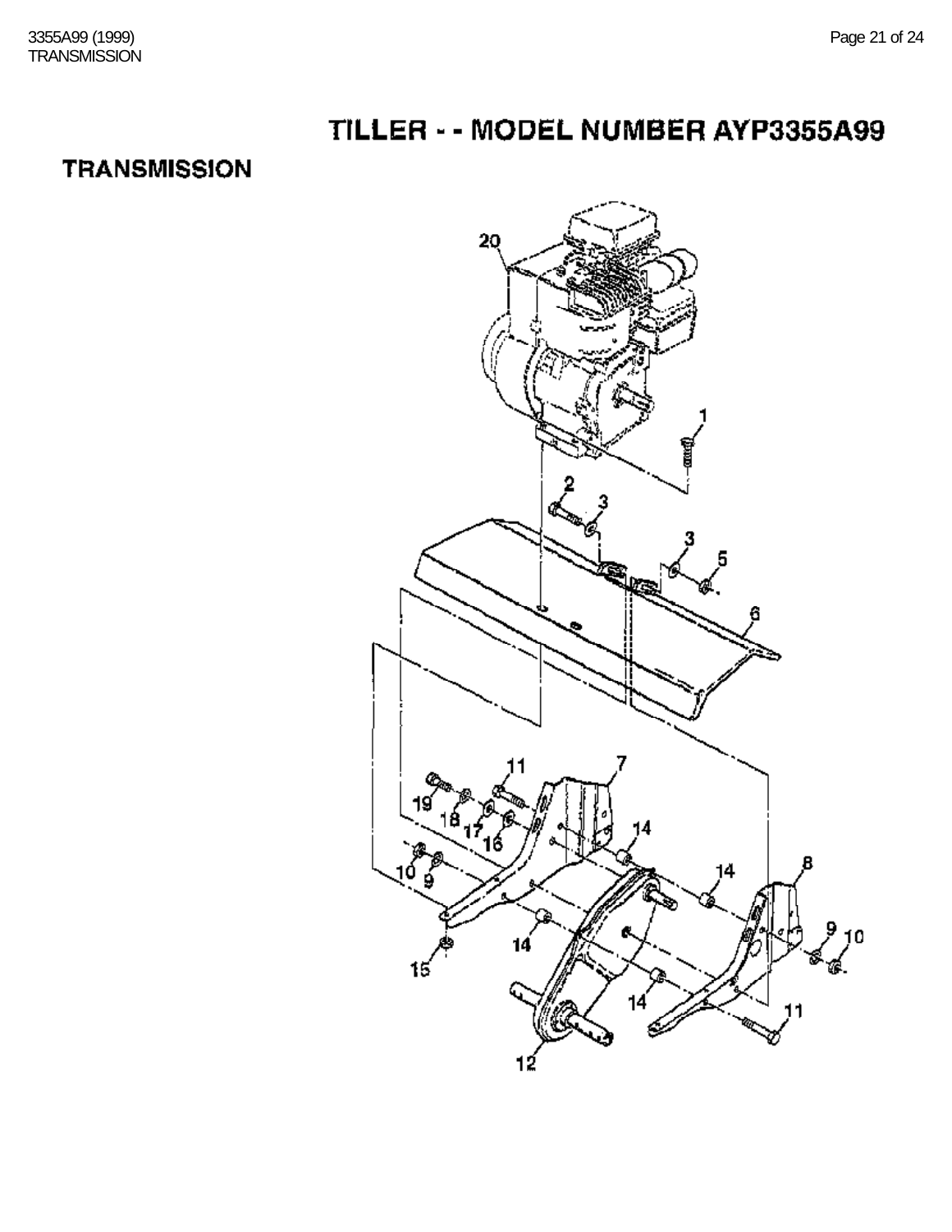# TILLER - - MODEL NUMBER AYP3355A99

## TRANSMISSION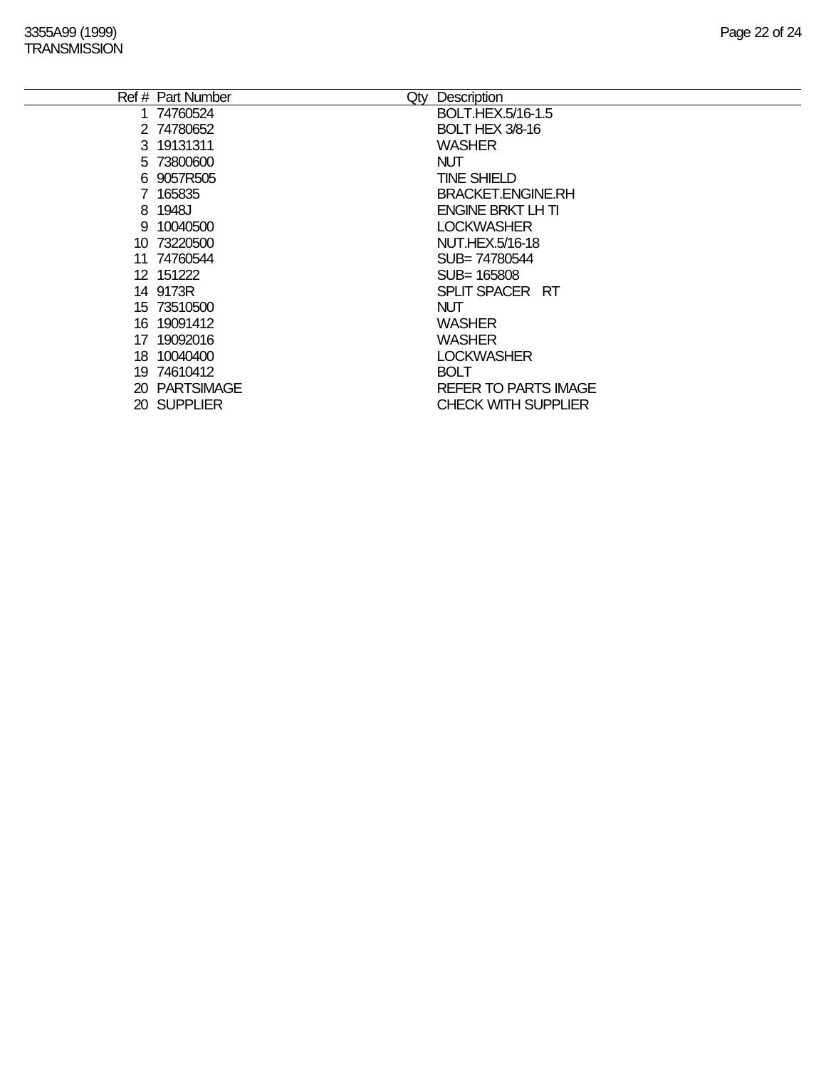3355A99 (1999)
TRANSMISSION

| Ref # | Part Number | Qty | Description |
|---|---|---|---|
| 1 | 74760524 | | BOLT.HEX.5/16-1.5 |
| 2 | 74780652 | | BOLT HEX 3/8-16 |
| 3 | 19131311 | | WASHER |
| 5 | 73800600 | | NUT |
| 6 | 9057R505 | | TINE SHIELD |
| 7 | 165835 | | BRACKET.ENGINE.RH |
| 8 | 1948J | | ENGINE BRKT LH TI |
| 9 | 10040500 | | LOCKWASHER |
| 10 | 73220500 | | NUT.HEX.5/16-18 |
| 11 | 74760544 | | SUB= 74780544 |
| 12 | 151222 | | SUB= 165808 |
| 14 | 9173R | | SPLIT SPACER RT |
| 15 | 73510500 | | NUT |
| 16 | 19091412 | | WASHER |
| 17 | 19092016 | | WASHER |
| 18 | 10040400 | | LOCKWASHER |
| 19 | 74610412 | | BOLT |
| 20 | PARTSIMAGE | | REFER TO PARTS IMAGE |
| 20 | SUPPLIER | | CHECK WITH SUPPLIER |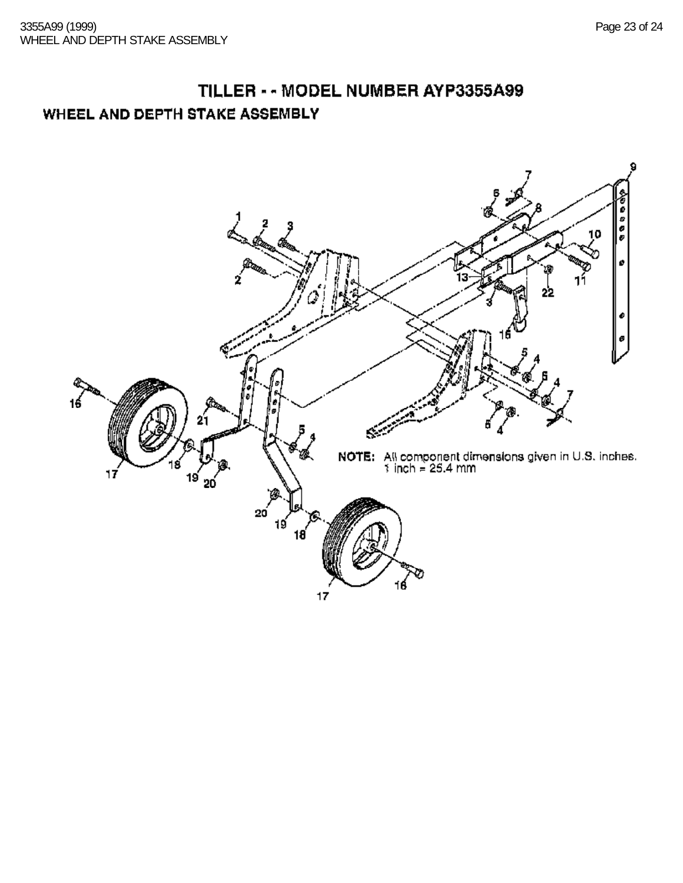# TILLER - - MODEL NUMBER AYP3355A99

## WHEEL AND DEPTH STAKE ASSEMBLY

**NOTE:** All component dimensions given in U.S. inches.
1 inch = 25.4 mm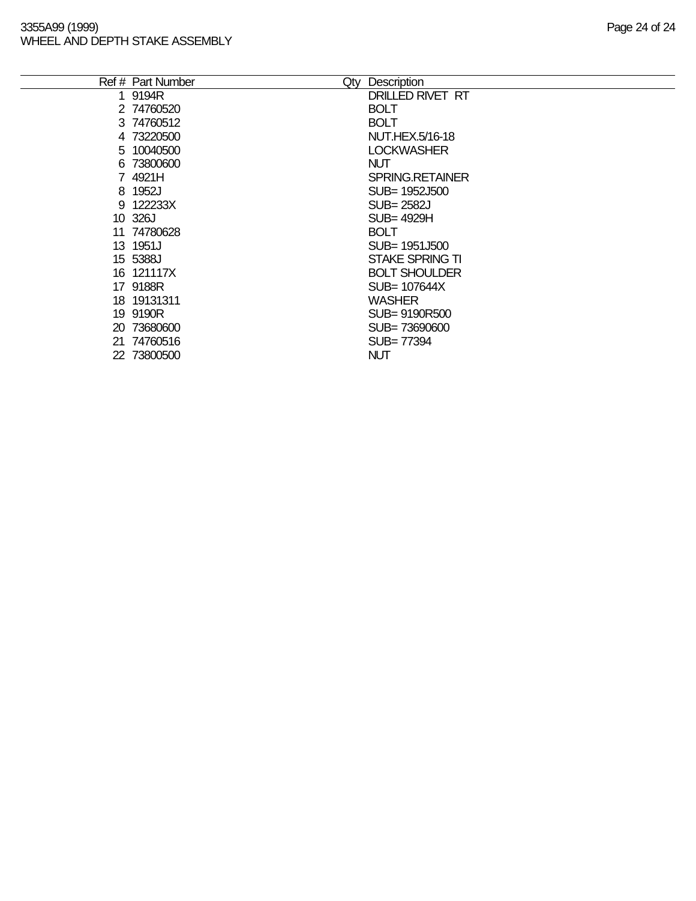# 3355A99 (1999)

## WHEEL AND DEPTH STAKE ASSEMBLY

| Ref # | Part Number | Qty | Description |
|---|---|---|---|
| 1 | 9194R | | DRILLED RIVET RT |
| 2 | 74760520 | | BOLT |
| 3 | 74760512 | | BOLT |
| 4 | 73220500 | | NUT.HEX.5/16-18 |
| 5 | 10040500 | | LOCKWASHER |
| 6 | 73800600 | | NUT |
| 7 | 4921H | | SPRING.RETAINER |
| 8 | 1952J | | SUB= 1952J500 |
| 9 | 122233X | | SUB= 2582J |
| 10 | 326J | | SUB= 4929H |
| 11 | 74780628 | | BOLT |
| 13 | 1951J | | SUB= 1951J500 |
| 15 | 5388J | | STAKE SPRING TI |
| 16 | 121117X | | BOLT SHOULDER |
| 17 | 9188R | | SUB= 107644X |
| 18 | 19131311 | | WASHER |
| 19 | 9190R | | SUB= 9190R500 |
| 20 | 73680600 | | SUB= 73690600 |
| 21 | 74760516 | | SUB= 77394 |
| 22 | 73800500 | | NUT |